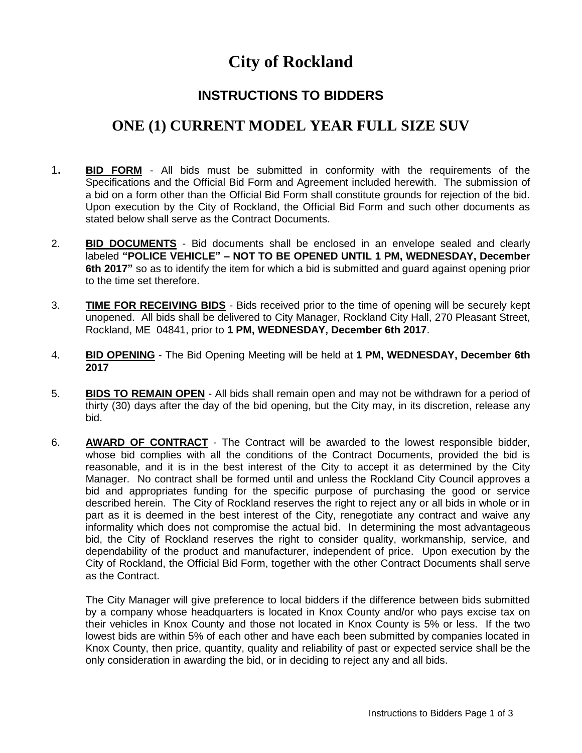# City of Rockland

## INSTRUCTIONS TO BIDDERS

## ONE (1) CURRENT MODEL YEAR FULL SIZE SUV

1. **BID FORM** - All bids must be submitted in conformity with the requirements of the Specifications and the Official Bid Form and Agreement included herewith. The submission of a bid on a form other than the Official Bid Form shall constitute grounds for rejection of the bid. Upon execution by the City of Rockland, the Official Bid Form and such other documents as stated below shall serve as the Contract Documents.

2. **BID DOCUMENTS** - Bid documents shall be enclosed in an envelope sealed and clearly labeled **"POLICE VEHICLE" – NOT TO BE OPENED UNTIL 1 PM, WEDNESDAY, December 6th 2017"** so as to identify the item for which a bid is submitted and guard against opening prior to the time set therefore.

3. **TIME FOR RECEIVING BIDS** - Bids received prior to the time of opening will be securely kept unopened. All bids shall be delivered to City Manager, Rockland City Hall, 270 Pleasant Street, Rockland, ME 04841, prior to **1 PM, WEDNESDAY, December 6th 2017**.

4. **BID OPENING** - The Bid Opening Meeting will be held at **1 PM, WEDNESDAY, December 6th 2017**

5. **BIDS TO REMAIN OPEN** - All bids shall remain open and may not be withdrawn for a period of thirty (30) days after the day of the bid opening, but the City may, in its discretion, release any bid.

6. **AWARD OF CONTRACT** - The Contract will be awarded to the lowest responsible bidder, whose bid complies with all the conditions of the Contract Documents, provided the bid is reasonable, and it is in the best interest of the City to accept it as determined by the City Manager. No contract shall be formed until and unless the Rockland City Council approves a bid and appropriates funding for the specific purpose of purchasing the good or service described herein. The City of Rockland reserves the right to reject any or all bids in whole or in part as it is deemed in the best interest of the City, renegotiate any contract and waive any informality which does not compromise the actual bid. In determining the most advantageous bid, the City of Rockland reserves the right to consider quality, workmanship, service, and dependability of the product and manufacturer, independent of price. Upon execution by the City of Rockland, the Official Bid Form, together with the other Contract Documents shall serve as the Contract.

   The City Manager will give preference to local bidders if the difference between bids submitted by a company whose headquarters is located in Knox County and/or who pays excise tax on their vehicles in Knox County and those not located in Knox County is 5% or less. If the two lowest bids are within 5% of each other and have each been submitted by companies located in Knox County, then price, quantity, quality and reliability of past or expected service shall be the only consideration in awarding the bid, or in deciding to reject any and all bids.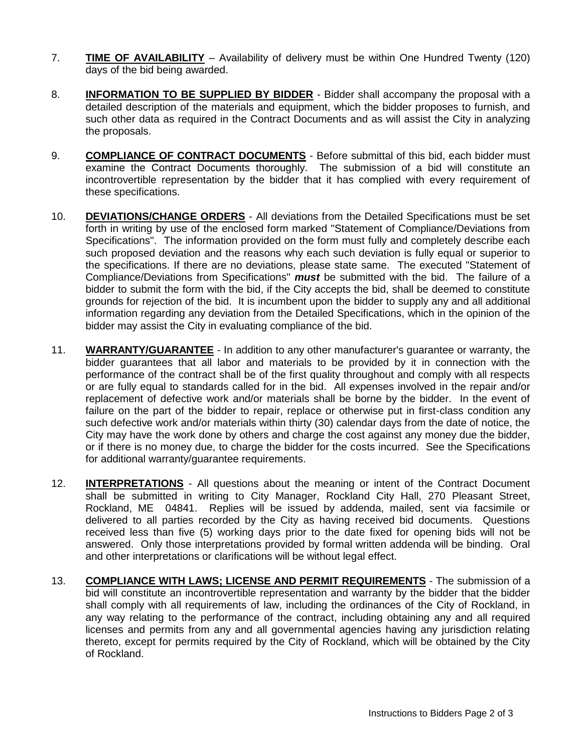7. **TIME OF AVAILABILITY** – Availability of delivery must be within One Hundred Twenty (120) days of the bid being awarded.

8. **INFORMATION TO BE SUPPLIED BY BIDDER** - Bidder shall accompany the proposal with a detailed description of the materials and equipment, which the bidder proposes to furnish, and such other data as required in the Contract Documents and as will assist the City in analyzing the proposals.

9. **COMPLIANCE OF CONTRACT DOCUMENTS** - Before submittal of this bid, each bidder must examine the Contract Documents thoroughly. The submission of a bid will constitute an incontrovertible representation by the bidder that it has complied with every requirement of these specifications.

10. **DEVIATIONS/CHANGE ORDERS** - All deviations from the Detailed Specifications must be set forth in writing by use of the enclosed form marked "Statement of Compliance/Deviations from Specifications". The information provided on the form must fully and completely describe each such proposed deviation and the reasons why each such deviation is fully equal or superior to the specifications. If there are no deviations, please state same. The executed "Statement of Compliance/Deviations from Specifications" ***must*** be submitted with the bid. The failure of a bidder to submit the form with the bid, if the City accepts the bid, shall be deemed to constitute grounds for rejection of the bid. It is incumbent upon the bidder to supply any and all additional information regarding any deviation from the Detailed Specifications, which in the opinion of the bidder may assist the City in evaluating compliance of the bid.

11. **WARRANTY/GUARANTEE** - In addition to any other manufacturer's guarantee or warranty, the bidder guarantees that all labor and materials to be provided by it in connection with the performance of the contract shall be of the first quality throughout and comply with all respects or are fully equal to standards called for in the bid. All expenses involved in the repair and/or replacement of defective work and/or materials shall be borne by the bidder. In the event of failure on the part of the bidder to repair, replace or otherwise put in first-class condition any such defective work and/or materials within thirty (30) calendar days from the date of notice, the City may have the work done by others and charge the cost against any money due the bidder, or if there is no money due, to charge the bidder for the costs incurred. See the Specifications for additional warranty/guarantee requirements.

12. **INTERPRETATIONS** - All questions about the meaning or intent of the Contract Document shall be submitted in writing to City Manager, Rockland City Hall, 270 Pleasant Street, Rockland, ME 04841. Replies will be issued by addenda, mailed, sent via facsimile or delivered to all parties recorded by the City as having received bid documents. Questions received less than five (5) working days prior to the date fixed for opening bids will not be answered. Only those interpretations provided by formal written addenda will be binding. Oral and other interpretations or clarifications will be without legal effect.

13. **COMPLIANCE WITH LAWS; LICENSE AND PERMIT REQUIREMENTS** - The submission of a bid will constitute an incontrovertible representation and warranty by the bidder that the bidder shall comply with all requirements of law, including the ordinances of the City of Rockland, in any way relating to the performance of the contract, including obtaining any and all required licenses and permits from any and all governmental agencies having any jurisdiction relating thereto, except for permits required by the City of Rockland, which will be obtained by the City of Rockland.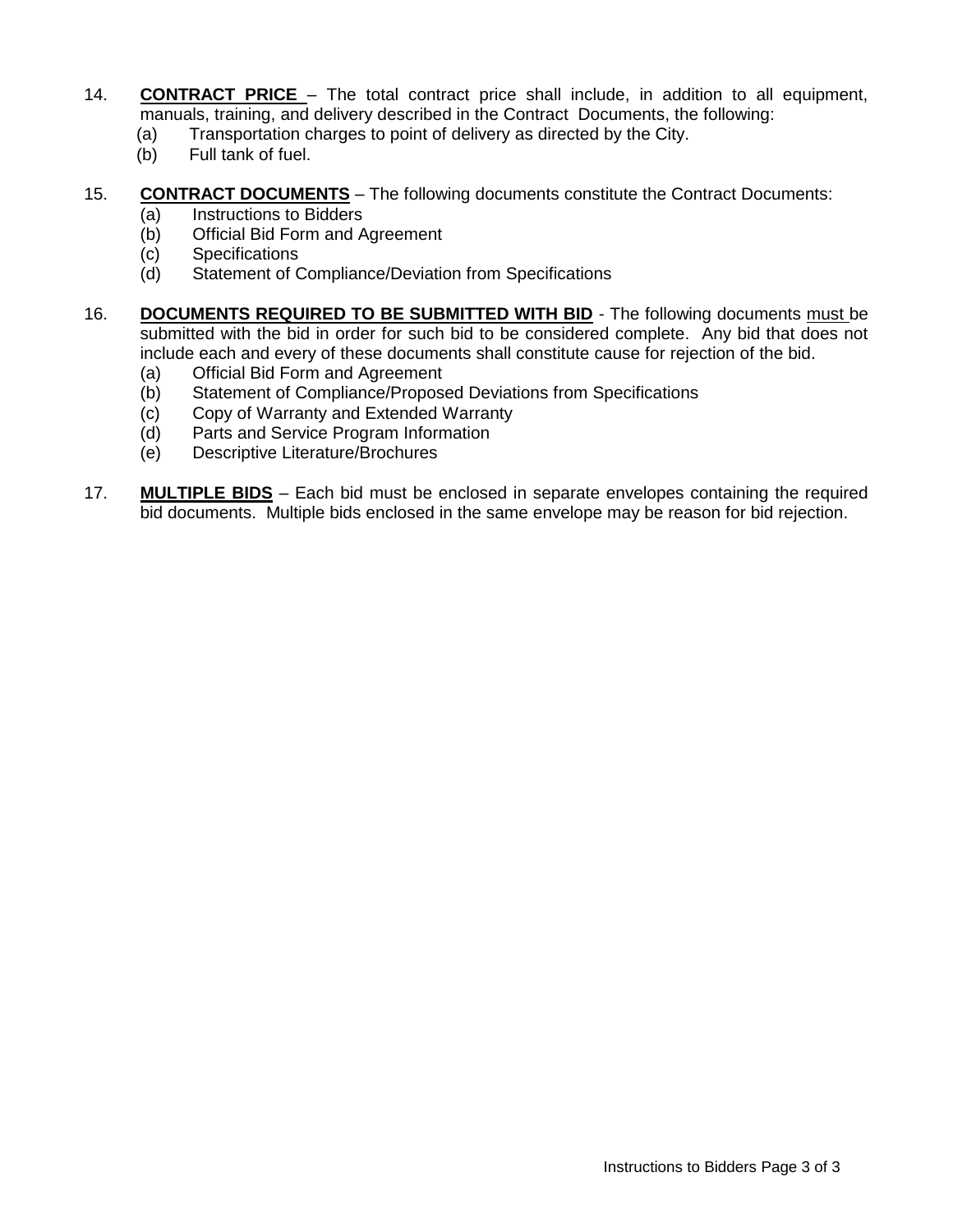14. **CONTRACT PRICE** – The total contract price shall include, in addition to all equipment, manuals, training, and delivery described in the Contract Documents, the following:
    (a) Transportation charges to point of delivery as directed by the City.
    (b) Full tank of fuel.

15. **CONTRACT DOCUMENTS** – The following documents constitute the Contract Documents:
    (a) Instructions to Bidders
    (b) Official Bid Form and Agreement
    (c) Specifications
    (d) Statement of Compliance/Deviation from Specifications

16. **DOCUMENTS REQUIRED TO BE SUBMITTED WITH BID** - The following documents must be submitted with the bid in order for such bid to be considered complete. Any bid that does not include each and every of these documents shall constitute cause for rejection of the bid.
    (a) Official Bid Form and Agreement
    (b) Statement of Compliance/Proposed Deviations from Specifications
    (c) Copy of Warranty and Extended Warranty
    (d) Parts and Service Program Information
    (e) Descriptive Literature/Brochures

17. **MULTIPLE BIDS** – Each bid must be enclosed in separate envelopes containing the required bid documents. Multiple bids enclosed in the same envelope may be reason for bid rejection.